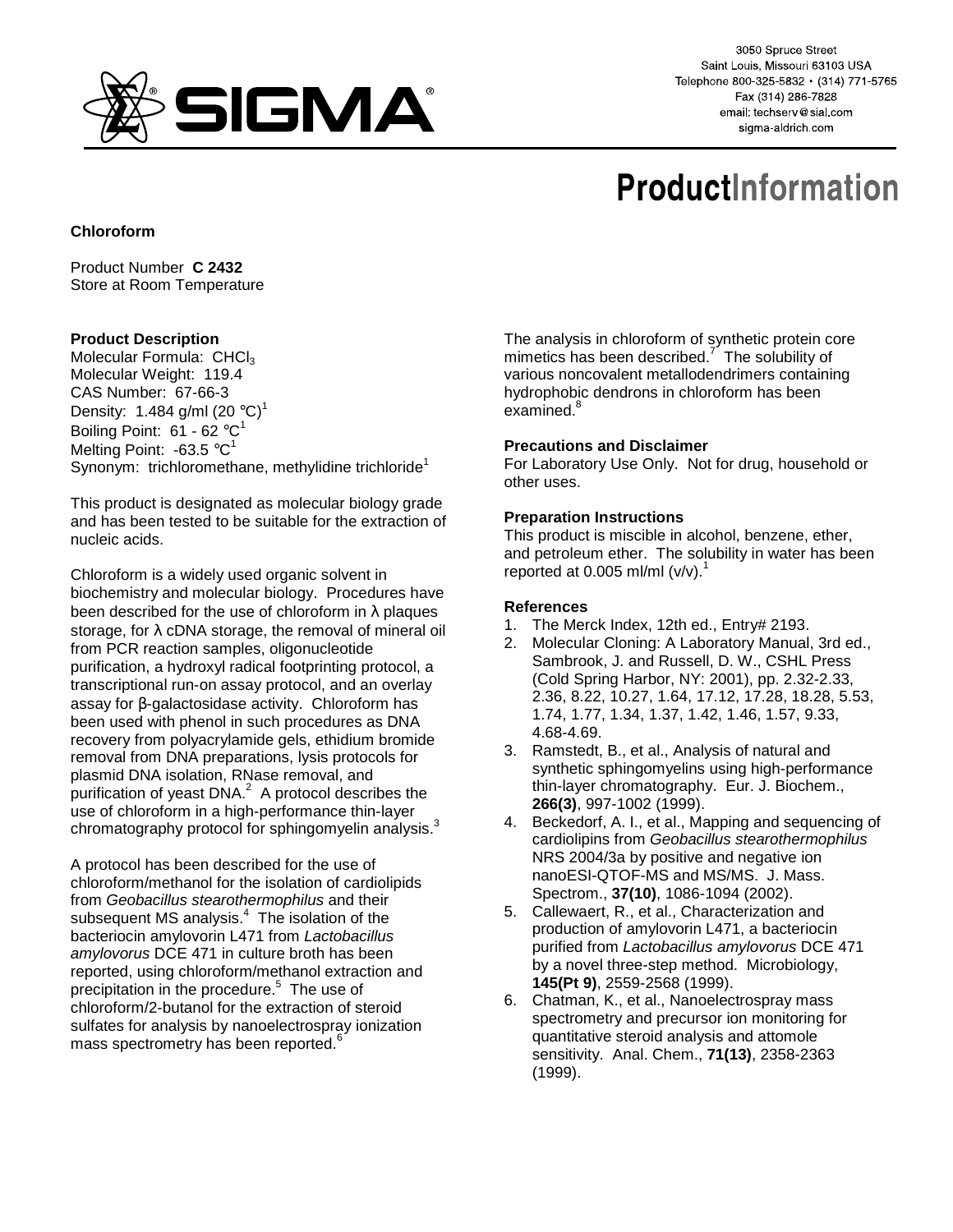3050 Spruce Street
Saint Louis, Missouri 63103 USA
Telephone 800-325-5832 • (314) 771-5765
Fax (314) 286-7828
email: techserv@sial.com
sigma-aldrich.com

# ProductInformation

**Chloroform**

Product Number **C 2432**
Store at Room Temperature

## Product Description

Molecular Formula: $CHCl_3$
Molecular Weight: 119.4
CAS Number: 67-66-3
Density: 1.484 g/ml (20 °C)[1]
Boiling Point: 61 - 62 °C[1]
Melting Point: -63.5 °C[1]
Synonym: trichloromethane, methylidine trichloride[1]

This product is designated as molecular biology grade and has been tested to be suitable for the extraction of nucleic acids.

Chloroform is a widely used organic solvent in biochemistry and molecular biology. Procedures have been described for the use of chloroform in λ plaques storage, for λ cDNA storage, the removal of mineral oil from PCR reaction samples, oligonucleotide purification, a hydroxyl radical footprinting protocol, a transcriptional run-on assay protocol, and an overlay assay for β-galactosidase activity. Chloroform has been used with phenol in such procedures as DNA recovery from polyacrylamide gels, ethidium bromide removal from DNA preparations, lysis protocols for plasmid DNA isolation, RNase removal, and purification of yeast DNA.[2] A protocol describes the use of chloroform in a high-performance thin-layer chromatography protocol for sphingomyelin analysis.[3]

A protocol has been described for the use of chloroform/methanol for the isolation of cardiolipids from *Geobacillus stearothermophilus* and their subsequent MS analysis.[4] The isolation of the bacteriocin amylovorin L471 from *Lactobacillus amylovorus* DCE 471 in culture broth has been reported, using chloroform/methanol extraction and precipitation in the procedure.[5] The use of chloroform/2-butanol for the extraction of steroid sulfates for analysis by nanoelectrospray ionization mass spectrometry has been reported.[6]

The analysis in chloroform of synthetic protein core mimetics has been described.[7] The solubility of various noncovalent metallodendrimers containing hydrophobic dendrons in chloroform has been examined.[8]

## Precautions and Disclaimer

For Laboratory Use Only. Not for drug, household or other uses.

## Preparation Instructions

This product is miscible in alcohol, benzene, ether, and petroleum ether. The solubility in water has been reported at 0.005 ml/ml (v/v).[1]

## References

1. The Merck Index, 12th ed., Entry# 2193.
2. Molecular Cloning: A Laboratory Manual, 3rd ed., Sambrook, J. and Russell, D. W., CSHL Press (Cold Spring Harbor, NY: 2001), pp. 2.32-2.33, 2.36, 8.22, 10.27, 1.64, 17.12, 17.28, 18.28, 5.53, 1.74, 1.77, 1.34, 1.37, 1.42, 1.46, 1.57, 9.33, 4.68-4.69.
3. Ramstedt, B., et al., Analysis of natural and synthetic sphingomyelins using high-performance thin-layer chromatography. Eur. J. Biochem., **266(3)**, 997-1002 (1999).
4. Beckedorf, A. I., et al., Mapping and sequencing of cardiolipins from *Geobacillus stearothermophilus* NRS 2004/3a by positive and negative ion nanoESI-QTOF-MS and MS/MS. J. Mass. Spectrom., **37(10)**, 1086-1094 (2002).
5. Callewaert, R., et al., Characterization and production of amylovorin L471, a bacteriocin purified from *Lactobacillus amylovorus* DCE 471 by a novel three-step method. Microbiology, **145(Pt 9)**, 2559-2568 (1999).
6. Chatman, K., et al., Nanoelectrospray mass spectrometry and precursor ion monitoring for quantitative steroid analysis and attomole sensitivity. Anal. Chem., **71(13)**, 2358-2363 (1999).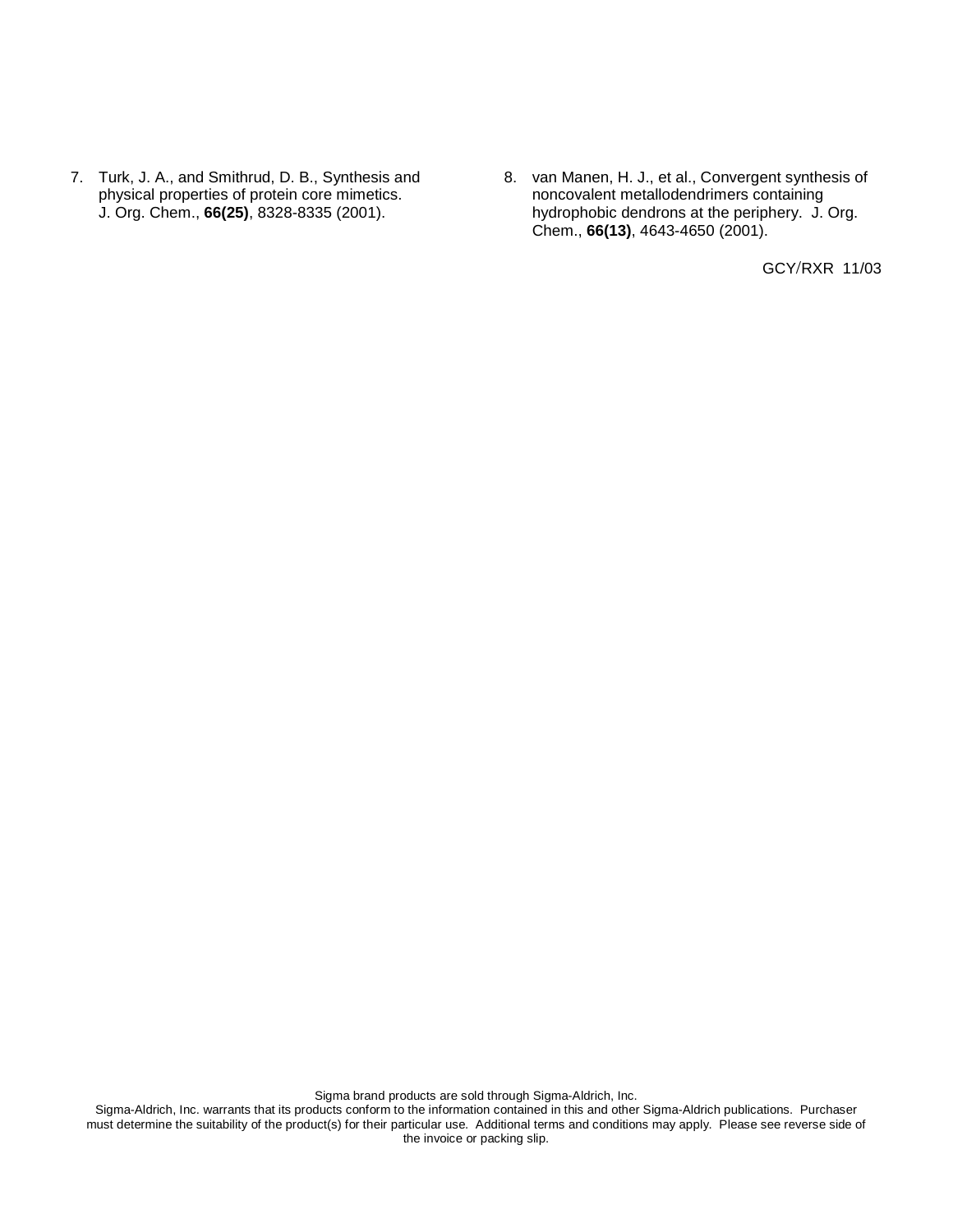7. Turk, J. A., and Smithrud, D. B., Synthesis and physical properties of protein core mimetics. J. Org. Chem., **66(25)**, 8328-8335 (2001).

8. van Manen, H. J., et al., Convergent synthesis of noncovalent metallodendrimers containing hydrophobic dendrons at the periphery. J. Org. Chem., **66(13)**, 4643-4650 (2001).

GCY/RXR 11/03

Sigma brand products are sold through Sigma-Aldrich, Inc.
Sigma-Aldrich, Inc. warrants that its products conform to the information contained in this and other Sigma-Aldrich publications. Purchaser must determine the suitability of the product(s) for their particular use. Additional terms and conditions may apply. Please see reverse side of the invoice or packing slip.